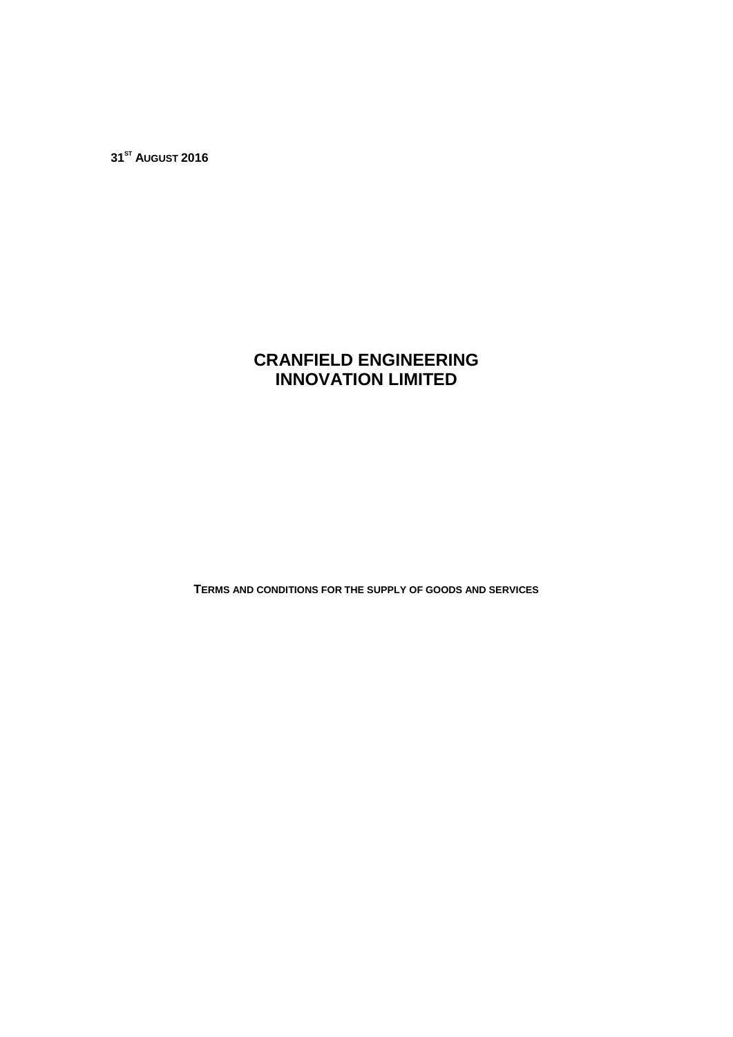**31[ST] AUGUST 2016**

# CRANFIELD ENGINEERING INNOVATION LIMITED

**TERMS AND CONDITIONS FOR THE SUPPLY OF GOODS AND SERVICES**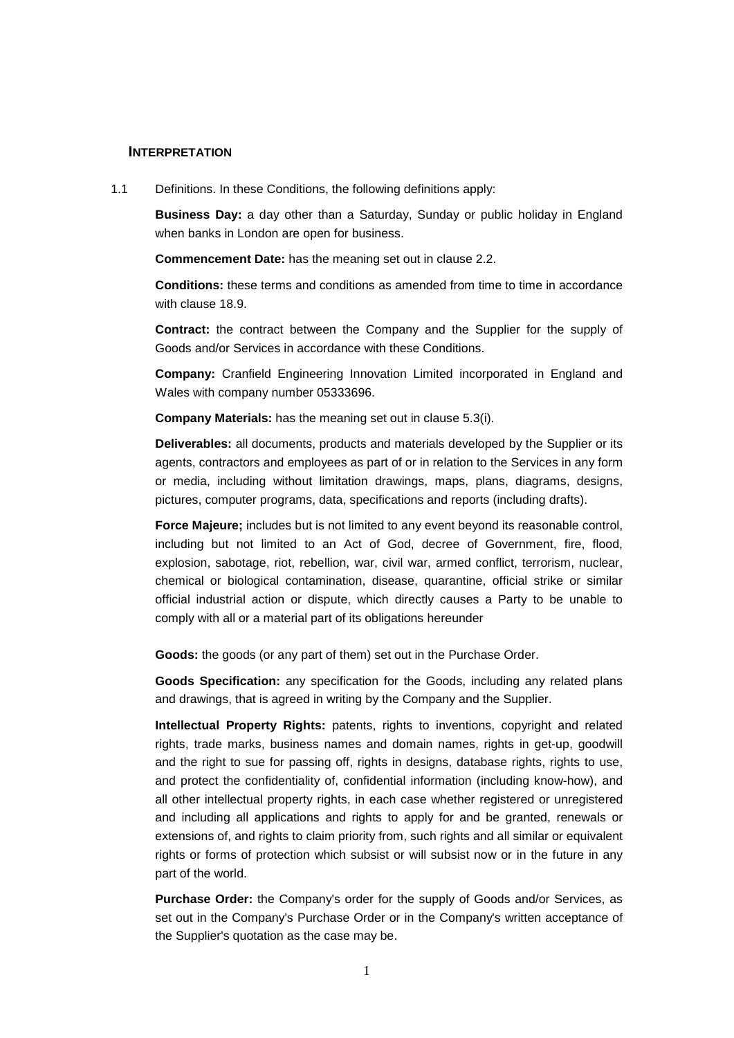## INTERPRETATION

1.1 Definitions. In these Conditions, the following definitions apply:

**Business Day:** a day other than a Saturday, Sunday or public holiday in England when banks in London are open for business.

**Commencement Date:** has the meaning set out in clause 2.2.

**Conditions:** these terms and conditions as amended from time to time in accordance with clause 18.9.

**Contract:** the contract between the Company and the Supplier for the supply of Goods and/or Services in accordance with these Conditions.

**Company:** Cranfield Engineering Innovation Limited incorporated in England and Wales with company number 05333696.

**Company Materials:** has the meaning set out in clause 5.3(i).

**Deliverables:** all documents, products and materials developed by the Supplier or its agents, contractors and employees as part of or in relation to the Services in any form or media, including without limitation drawings, maps, plans, diagrams, designs, pictures, computer programs, data, specifications and reports (including drafts).

**Force Majeure;** includes but is not limited to any event beyond its reasonable control, including but not limited to an Act of God, decree of Government, fire, flood, explosion, sabotage, riot, rebellion, war, civil war, armed conflict, terrorism, nuclear, chemical or biological contamination, disease, quarantine, official strike or similar official industrial action or dispute, which directly causes a Party to be unable to comply with all or a material part of its obligations hereunder

**Goods:** the goods (or any part of them) set out in the Purchase Order.

**Goods Specification:** any specification for the Goods, including any related plans and drawings, that is agreed in writing by the Company and the Supplier.

**Intellectual Property Rights:** patents, rights to inventions, copyright and related rights, trade marks, business names and domain names, rights in get-up, goodwill and the right to sue for passing off, rights in designs, database rights, rights to use, and protect the confidentiality of, confidential information (including know-how), and all other intellectual property rights, in each case whether registered or unregistered and including all applications and rights to apply for and be granted, renewals or extensions of, and rights to claim priority from, such rights and all similar or equivalent rights or forms of protection which subsist or will subsist now or in the future in any part of the world.

**Purchase Order:** the Company's order for the supply of Goods and/or Services, as set out in the Company's Purchase Order or in the Company's written acceptance of the Supplier's quotation as the case may be.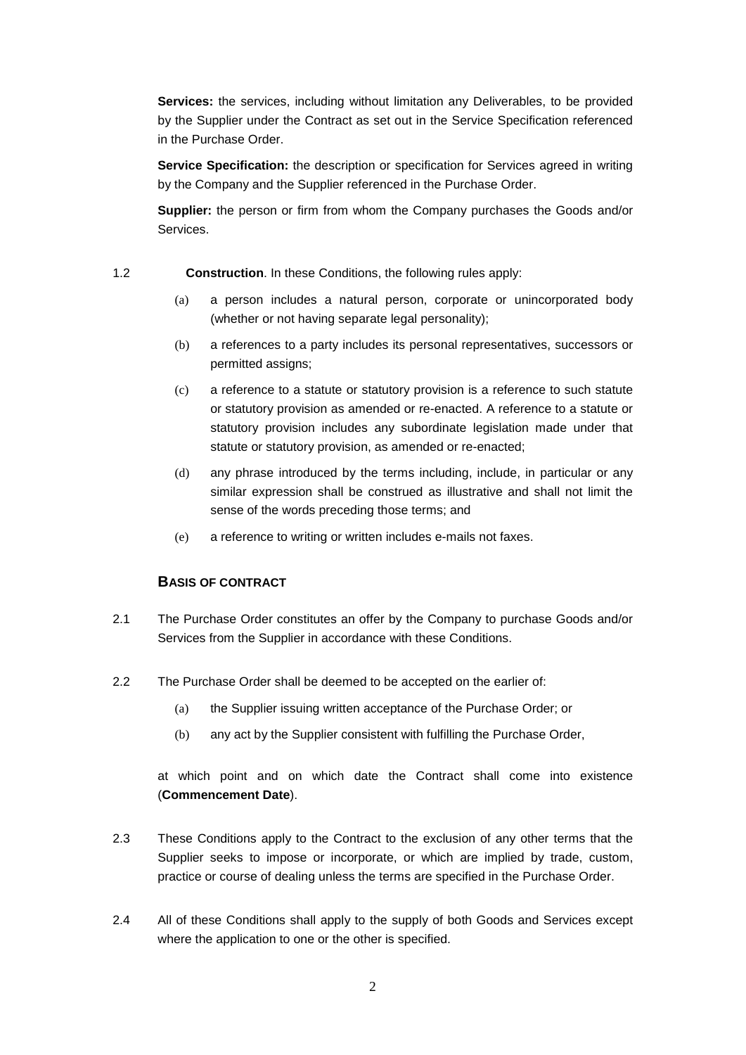**Services:** the services, including without limitation any Deliverables, to be provided by the Supplier under the Contract as set out in the Service Specification referenced in the Purchase Order.

**Service Specification:** the description or specification for Services agreed in writing by the Company and the Supplier referenced in the Purchase Order.

**Supplier:** the person or firm from whom the Company purchases the Goods and/or Services.

1.2 **Construction**. In these Conditions, the following rules apply:

(a) a person includes a natural person, corporate or unincorporated body (whether or not having separate legal personality);

(b) a references to a party includes its personal representatives, successors or permitted assigns;

(c) a reference to a statute or statutory provision is a reference to such statute or statutory provision as amended or re-enacted. A reference to a statute or statutory provision includes any subordinate legislation made under that statute or statutory provision, as amended or re-enacted;

(d) any phrase introduced by the terms including, include, in particular or any similar expression shall be construed as illustrative and shall not limit the sense of the words preceding those terms; and

(e) a reference to writing or written includes e-mails not faxes.

## BASIS OF CONTRACT

2.1 The Purchase Order constitutes an offer by the Company to purchase Goods and/or Services from the Supplier in accordance with these Conditions.

2.2 The Purchase Order shall be deemed to be accepted on the earlier of:

(a) the Supplier issuing written acceptance of the Purchase Order; or

(b) any act by the Supplier consistent with fulfilling the Purchase Order,

at which point and on which date the Contract shall come into existence (**Commencement Date**).

2.3 These Conditions apply to the Contract to the exclusion of any other terms that the Supplier seeks to impose or incorporate, or which are implied by trade, custom, practice or course of dealing unless the terms are specified in the Purchase Order.

2.4 All of these Conditions shall apply to the supply of both Goods and Services except where the application to one or the other is specified.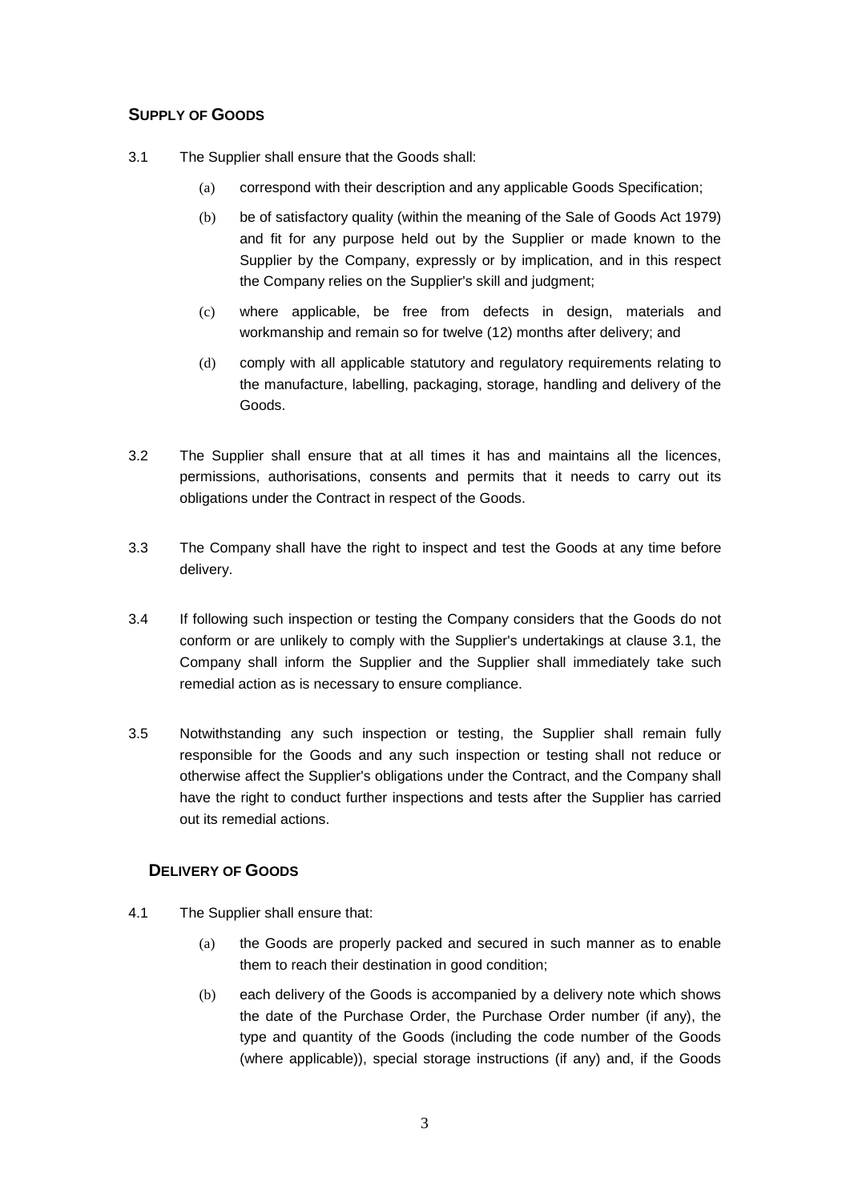## SUPPLY OF GOODS

3.1 The Supplier shall ensure that the Goods shall:

(a) correspond with their description and any applicable Goods Specification;

(b) be of satisfactory quality (within the meaning of the Sale of Goods Act 1979) and fit for any purpose held out by the Supplier or made known to the Supplier by the Company, expressly or by implication, and in this respect the Company relies on the Supplier's skill and judgment;

(c) where applicable, be free from defects in design, materials and workmanship and remain so for twelve (12) months after delivery; and

(d) comply with all applicable statutory and regulatory requirements relating to the manufacture, labelling, packaging, storage, handling and delivery of the Goods.

3.2 The Supplier shall ensure that at all times it has and maintains all the licences, permissions, authorisations, consents and permits that it needs to carry out its obligations under the Contract in respect of the Goods.

3.3 The Company shall have the right to inspect and test the Goods at any time before delivery.

3.4 If following such inspection or testing the Company considers that the Goods do not conform or are unlikely to comply with the Supplier's undertakings at clause 3.1, the Company shall inform the Supplier and the Supplier shall immediately take such remedial action as is necessary to ensure compliance.

3.5 Notwithstanding any such inspection or testing, the Supplier shall remain fully responsible for the Goods and any such inspection or testing shall not reduce or otherwise affect the Supplier's obligations under the Contract, and the Company shall have the right to conduct further inspections and tests after the Supplier has carried out its remedial actions.

## DELIVERY OF GOODS

4.1 The Supplier shall ensure that:

(a) the Goods are properly packed and secured in such manner as to enable them to reach their destination in good condition;

(b) each delivery of the Goods is accompanied by a delivery note which shows the date of the Purchase Order, the Purchase Order number (if any), the type and quantity of the Goods (including the code number of the Goods (where applicable)), special storage instructions (if any) and, if the Goods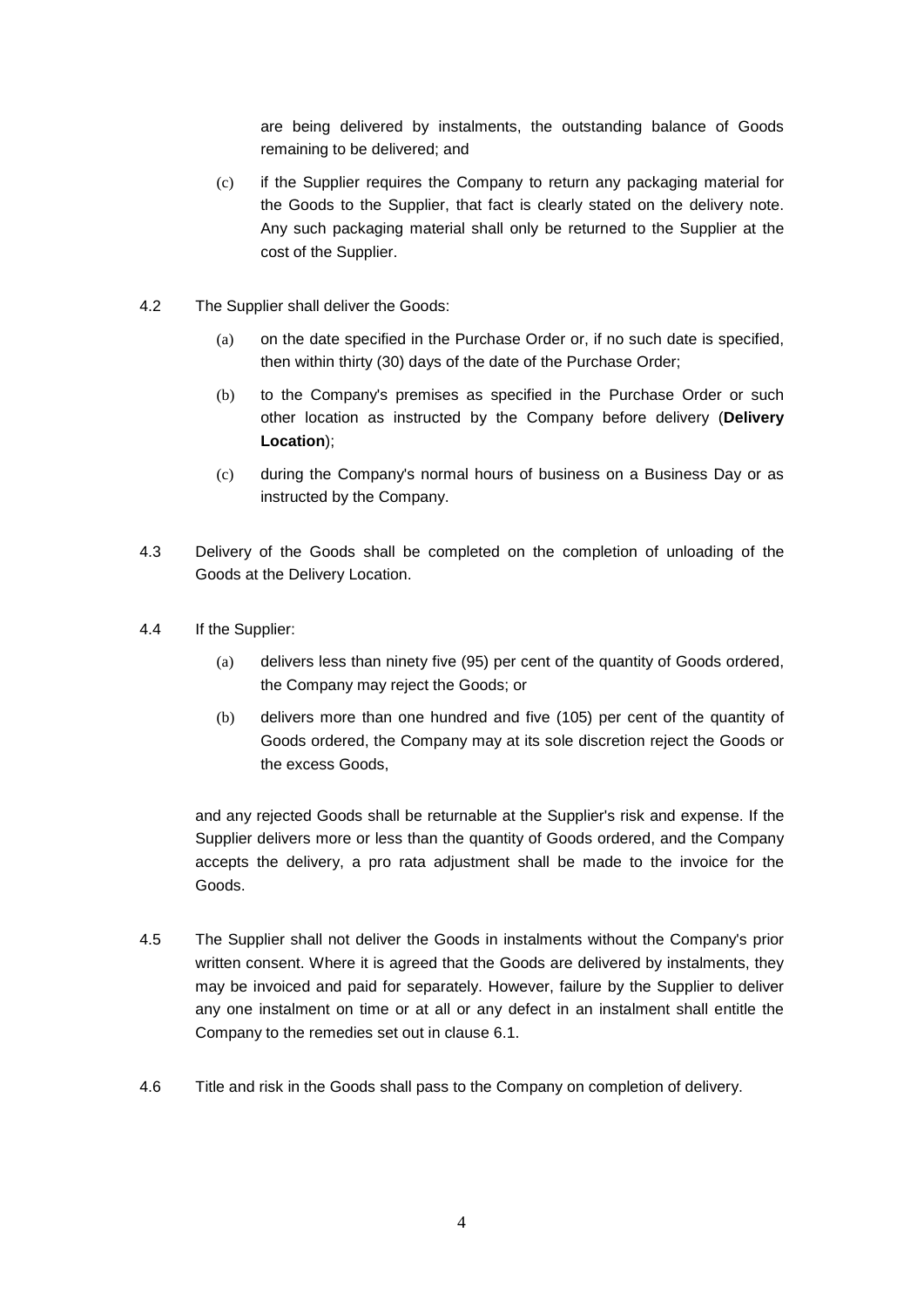are being delivered by instalments, the outstanding balance of Goods remaining to be delivered; and

(c) if the Supplier requires the Company to return any packaging material for the Goods to the Supplier, that fact is clearly stated on the delivery note. Any such packaging material shall only be returned to the Supplier at the cost of the Supplier.

4.2 The Supplier shall deliver the Goods:

(a) on the date specified in the Purchase Order or, if no such date is specified, then within thirty (30) days of the date of the Purchase Order;

(b) to the Company's premises as specified in the Purchase Order or such other location as instructed by the Company before delivery (**Delivery Location**);

(c) during the Company's normal hours of business on a Business Day or as instructed by the Company.

4.3 Delivery of the Goods shall be completed on the completion of unloading of the Goods at the Delivery Location.

4.4 If the Supplier:

(a) delivers less than ninety five (95) per cent of the quantity of Goods ordered, the Company may reject the Goods; or

(b) delivers more than one hundred and five (105) per cent of the quantity of Goods ordered, the Company may at its sole discretion reject the Goods or the excess Goods,

and any rejected Goods shall be returnable at the Supplier's risk and expense. If the Supplier delivers more or less than the quantity of Goods ordered, and the Company accepts the delivery, a pro rata adjustment shall be made to the invoice for the Goods.

4.5 The Supplier shall not deliver the Goods in instalments without the Company's prior written consent. Where it is agreed that the Goods are delivered by instalments, they may be invoiced and paid for separately. However, failure by the Supplier to deliver any one instalment on time or at all or any defect in an instalment shall entitle the Company to the remedies set out in clause 6.1.

4.6 Title and risk in the Goods shall pass to the Company on completion of delivery.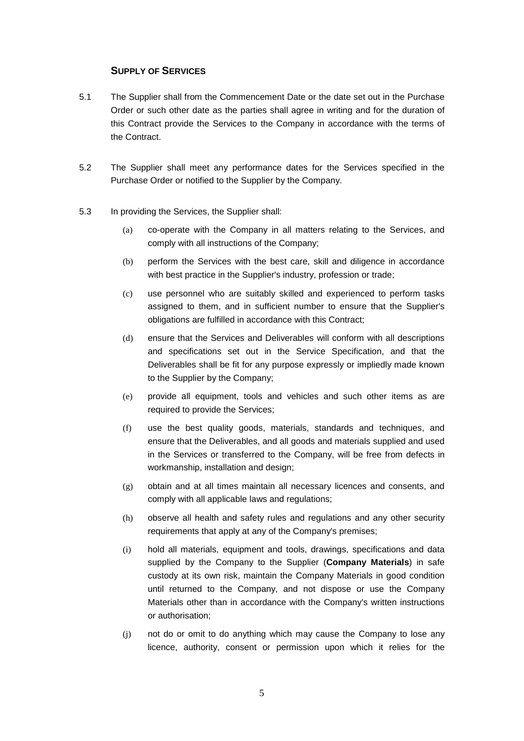## SUPPLY OF SERVICES

5.1 The Supplier shall from the Commencement Date or the date set out in the Purchase Order or such other date as the parties shall agree in writing and for the duration of this Contract provide the Services to the Company in accordance with the terms of the Contract.

5.2 The Supplier shall meet any performance dates for the Services specified in the Purchase Order or notified to the Supplier by the Company.

5.3 In providing the Services, the Supplier shall:

(a) co-operate with the Company in all matters relating to the Services, and comply with all instructions of the Company;

(b) perform the Services with the best care, skill and diligence in accordance with best practice in the Supplier's industry, profession or trade;

(c) use personnel who are suitably skilled and experienced to perform tasks assigned to them, and in sufficient number to ensure that the Supplier's obligations are fulfilled in accordance with this Contract;

(d) ensure that the Services and Deliverables will conform with all descriptions and specifications set out in the Service Specification, and that the Deliverables shall be fit for any purpose expressly or impliedly made known to the Supplier by the Company;

(e) provide all equipment, tools and vehicles and such other items as are required to provide the Services;

(f) use the best quality goods, materials, standards and techniques, and ensure that the Deliverables, and all goods and materials supplied and used in the Services or transferred to the Company, will be free from defects in workmanship, installation and design;

(g) obtain and at all times maintain all necessary licences and consents, and comply with all applicable laws and regulations;

(h) observe all health and safety rules and regulations and any other security requirements that apply at any of the Company's premises;

(i) hold all materials, equipment and tools, drawings, specifications and data supplied by the Company to the Supplier (**Company Materials**) in safe custody at its own risk, maintain the Company Materials in good condition until returned to the Company, and not dispose or use the Company Materials other than in accordance with the Company's written instructions or authorisation;

(j) not do or omit to do anything which may cause the Company to lose any licence, authority, consent or permission upon which it relies for the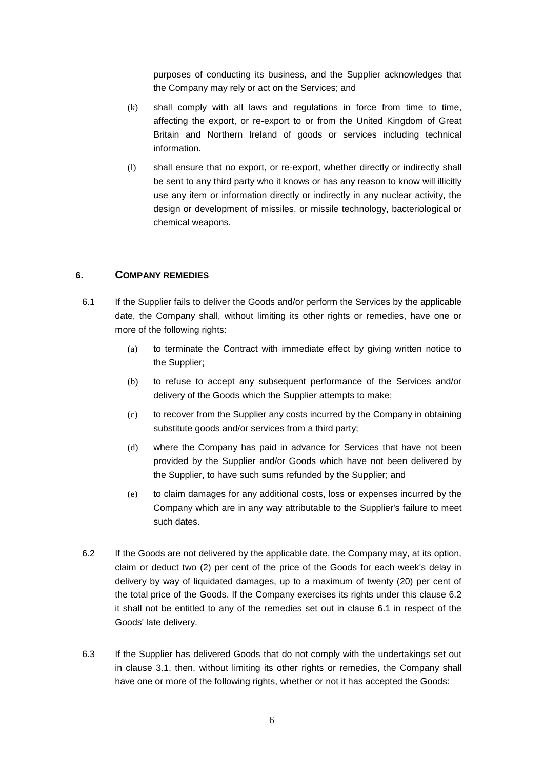purposes of conducting its business, and the Supplier acknowledges that the Company may rely or act on the Services; and

(k) shall comply with all laws and regulations in force from time to time, affecting the export, or re-export to or from the United Kingdom of Great Britain and Northern Ireland of goods or services including technical information.

(l) shall ensure that no export, or re-export, whether directly or indirectly shall be sent to any third party who it knows or has any reason to know will illicitly use any item or information directly or indirectly in any nuclear activity, the design or development of missiles, or missile technology, bacteriological or chemical weapons.

## 6. COMPANY REMEDIES

6.1 If the Supplier fails to deliver the Goods and/or perform the Services by the applicable date, the Company shall, without limiting its other rights or remedies, have one or more of the following rights:

(a) to terminate the Contract with immediate effect by giving written notice to the Supplier;

(b) to refuse to accept any subsequent performance of the Services and/or delivery of the Goods which the Supplier attempts to make;

(c) to recover from the Supplier any costs incurred by the Company in obtaining substitute goods and/or services from a third party;

(d) where the Company has paid in advance for Services that have not been provided by the Supplier and/or Goods which have not been delivered by the Supplier, to have such sums refunded by the Supplier; and

(e) to claim damages for any additional costs, loss or expenses incurred by the Company which are in any way attributable to the Supplier's failure to meet such dates.

6.2 If the Goods are not delivered by the applicable date, the Company may, at its option, claim or deduct two (2) per cent of the price of the Goods for each week's delay in delivery by way of liquidated damages, up to a maximum of twenty (20) per cent of the total price of the Goods. If the Company exercises its rights under this clause 6.2 it shall not be entitled to any of the remedies set out in clause 6.1 in respect of the Goods' late delivery.

6.3 If the Supplier has delivered Goods that do not comply with the undertakings set out in clause 3.1, then, without limiting its other rights or remedies, the Company shall have one or more of the following rights, whether or not it has accepted the Goods: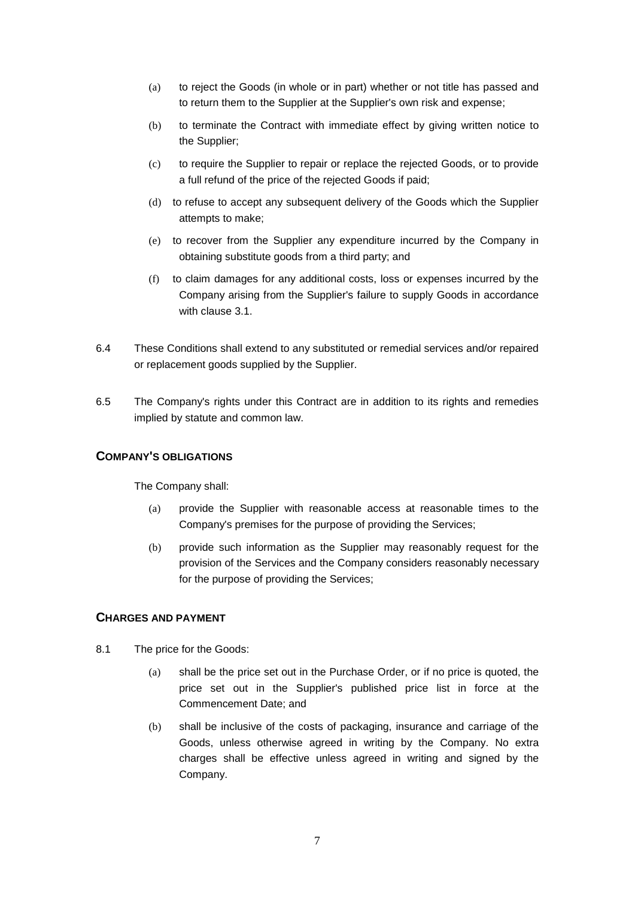(a) to reject the Goods (in whole or in part) whether or not title has passed and to return them to the Supplier at the Supplier's own risk and expense;

(b) to terminate the Contract with immediate effect by giving written notice to the Supplier;

(c) to require the Supplier to repair or replace the rejected Goods, or to provide a full refund of the price of the rejected Goods if paid;

(d) to refuse to accept any subsequent delivery of the Goods which the Supplier attempts to make;

(e) to recover from the Supplier any expenditure incurred by the Company in obtaining substitute goods from a third party; and

(f) to claim damages for any additional costs, loss or expenses incurred by the Company arising from the Supplier's failure to supply Goods in accordance with clause 3.1.

6.4 These Conditions shall extend to any substituted or remedial services and/or repaired or replacement goods supplied by the Supplier.

6.5 The Company's rights under this Contract are in addition to its rights and remedies implied by statute and common law.

## COMPANY'S OBLIGATIONS

The Company shall:

(a) provide the Supplier with reasonable access at reasonable times to the Company's premises for the purpose of providing the Services;

(b) provide such information as the Supplier may reasonably request for the provision of the Services and the Company considers reasonably necessary for the purpose of providing the Services;

## CHARGES AND PAYMENT

8.1 The price for the Goods:

(a) shall be the price set out in the Purchase Order, or if no price is quoted, the price set out in the Supplier's published price list in force at the Commencement Date; and

(b) shall be inclusive of the costs of packaging, insurance and carriage of the Goods, unless otherwise agreed in writing by the Company. No extra charges shall be effective unless agreed in writing and signed by the Company.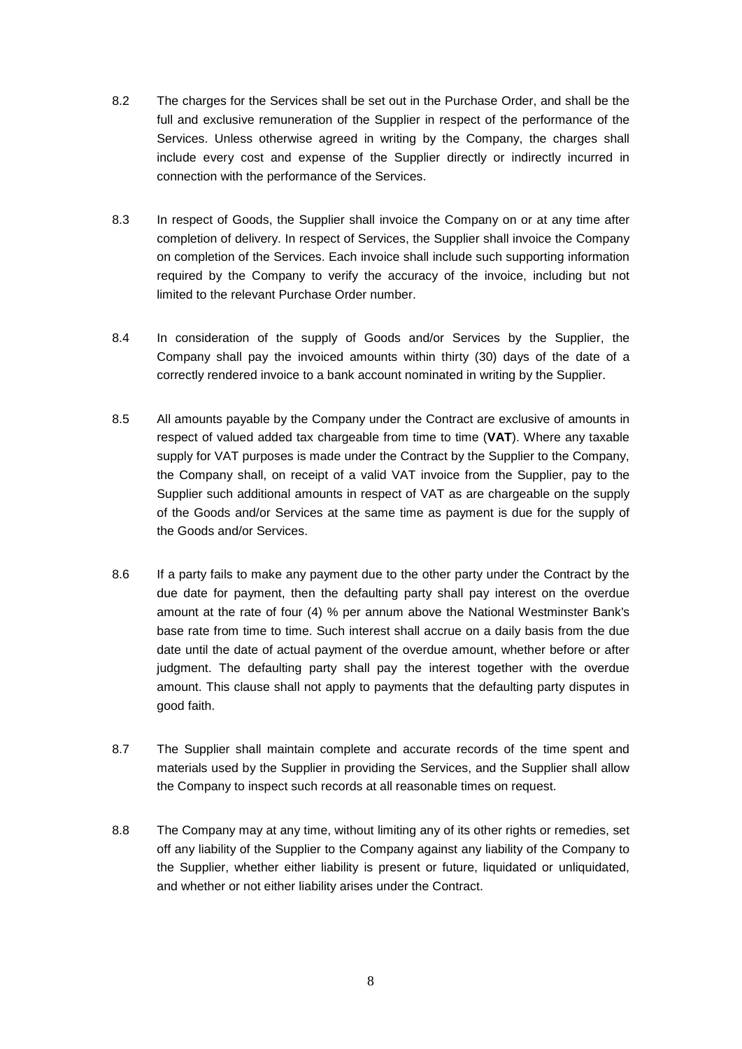8.2 The charges for the Services shall be set out in the Purchase Order, and shall be the full and exclusive remuneration of the Supplier in respect of the performance of the Services. Unless otherwise agreed in writing by the Company, the charges shall include every cost and expense of the Supplier directly or indirectly incurred in connection with the performance of the Services.

8.3 In respect of Goods, the Supplier shall invoice the Company on or at any time after completion of delivery. In respect of Services, the Supplier shall invoice the Company on completion of the Services. Each invoice shall include such supporting information required by the Company to verify the accuracy of the invoice, including but not limited to the relevant Purchase Order number.

8.4 In consideration of the supply of Goods and/or Services by the Supplier, the Company shall pay the invoiced amounts within thirty (30) days of the date of a correctly rendered invoice to a bank account nominated in writing by the Supplier.

8.5 All amounts payable by the Company under the Contract are exclusive of amounts in respect of valued added tax chargeable from time to time (**VAT**). Where any taxable supply for VAT purposes is made under the Contract by the Supplier to the Company, the Company shall, on receipt of a valid VAT invoice from the Supplier, pay to the Supplier such additional amounts in respect of VAT as are chargeable on the supply of the Goods and/or Services at the same time as payment is due for the supply of the Goods and/or Services.

8.6 If a party fails to make any payment due to the other party under the Contract by the due date for payment, then the defaulting party shall pay interest on the overdue amount at the rate of four (4) % per annum above the National Westminster Bank's base rate from time to time. Such interest shall accrue on a daily basis from the due date until the date of actual payment of the overdue amount, whether before or after judgment. The defaulting party shall pay the interest together with the overdue amount. This clause shall not apply to payments that the defaulting party disputes in good faith.

8.7 The Supplier shall maintain complete and accurate records of the time spent and materials used by the Supplier in providing the Services, and the Supplier shall allow the Company to inspect such records at all reasonable times on request.

8.8 The Company may at any time, without limiting any of its other rights or remedies, set off any liability of the Supplier to the Company against any liability of the Company to the Supplier, whether either liability is present or future, liquidated or unliquidated, and whether or not either liability arises under the Contract.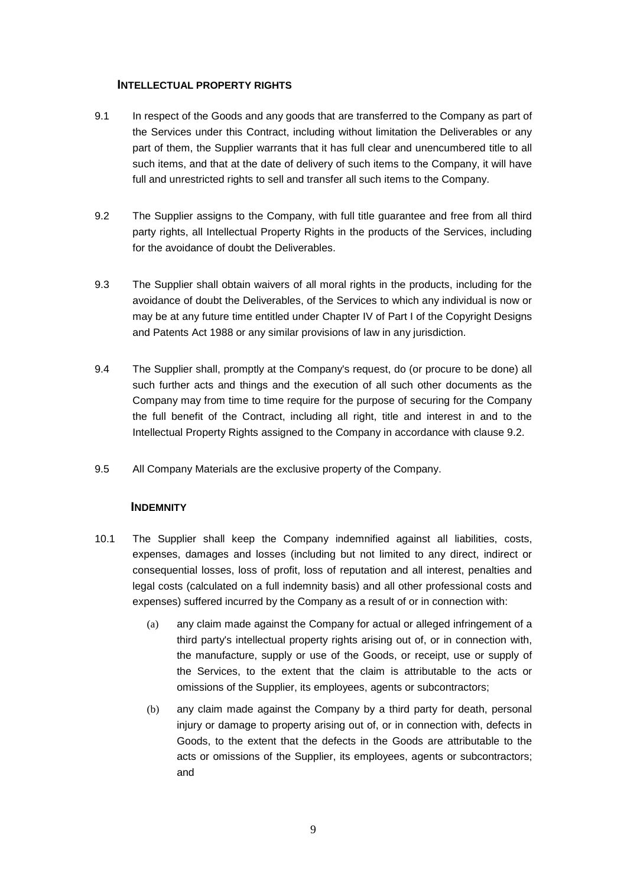## INTELLECTUAL PROPERTY RIGHTS

9.1 In respect of the Goods and any goods that are transferred to the Company as part of the Services under this Contract, including without limitation the Deliverables or any part of them, the Supplier warrants that it has full clear and unencumbered title to all such items, and that at the date of delivery of such items to the Company, it will have full and unrestricted rights to sell and transfer all such items to the Company.

9.2 The Supplier assigns to the Company, with full title guarantee and free from all third party rights, all Intellectual Property Rights in the products of the Services, including for the avoidance of doubt the Deliverables.

9.3 The Supplier shall obtain waivers of all moral rights in the products, including for the avoidance of doubt the Deliverables, of the Services to which any individual is now or may be at any future time entitled under Chapter IV of Part I of the Copyright Designs and Patents Act 1988 or any similar provisions of law in any jurisdiction.

9.4 The Supplier shall, promptly at the Company's request, do (or procure to be done) all such further acts and things and the execution of all such other documents as the Company may from time to time require for the purpose of securing for the Company the full benefit of the Contract, including all right, title and interest in and to the Intellectual Property Rights assigned to the Company in accordance with clause 9.2.

9.5 All Company Materials are the exclusive property of the Company.

## INDEMNITY

10.1 The Supplier shall keep the Company indemnified against all liabilities, costs, expenses, damages and losses (including but not limited to any direct, indirect or consequential losses, loss of profit, loss of reputation and all interest, penalties and legal costs (calculated on a full indemnity basis) and all other professional costs and expenses) suffered incurred by the Company as a result of or in connection with:

(a) any claim made against the Company for actual or alleged infringement of a third party's intellectual property rights arising out of, or in connection with, the manufacture, supply or use of the Goods, or receipt, use or supply of the Services, to the extent that the claim is attributable to the acts or omissions of the Supplier, its employees, agents or subcontractors;

(b) any claim made against the Company by a third party for death, personal injury or damage to property arising out of, or in connection with, defects in Goods, to the extent that the defects in the Goods are attributable to the acts or omissions of the Supplier, its employees, agents or subcontractors; and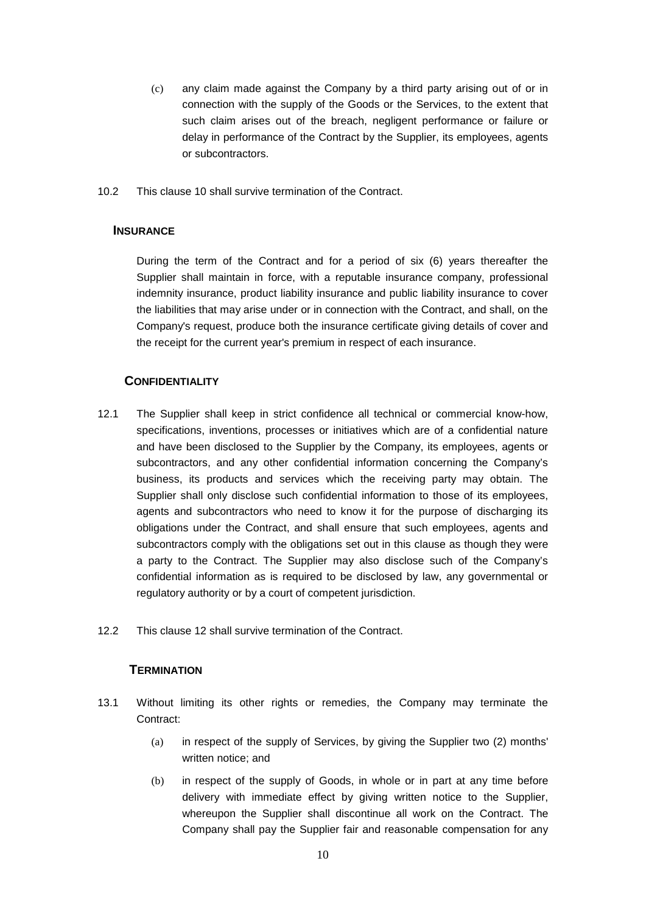(c) any claim made against the Company by a third party arising out of or in connection with the supply of the Goods or the Services, to the extent that such claim arises out of the breach, negligent performance or failure or delay in performance of the Contract by the Supplier, its employees, agents or subcontractors.

10.2 This clause 10 shall survive termination of the Contract.

## INSURANCE

During the term of the Contract and for a period of six (6) years thereafter the Supplier shall maintain in force, with a reputable insurance company, professional indemnity insurance, product liability insurance and public liability insurance to cover the liabilities that may arise under or in connection with the Contract, and shall, on the Company's request, produce both the insurance certificate giving details of cover and the receipt for the current year's premium in respect of each insurance.

## CONFIDENTIALITY

12.1 The Supplier shall keep in strict confidence all technical or commercial know-how, specifications, inventions, processes or initiatives which are of a confidential nature and have been disclosed to the Supplier by the Company, its employees, agents or subcontractors, and any other confidential information concerning the Company's business, its products and services which the receiving party may obtain. The Supplier shall only disclose such confidential information to those of its employees, agents and subcontractors who need to know it for the purpose of discharging its obligations under the Contract, and shall ensure that such employees, agents and subcontractors comply with the obligations set out in this clause as though they were a party to the Contract. The Supplier may also disclose such of the Company's confidential information as is required to be disclosed by law, any governmental or regulatory authority or by a court of competent jurisdiction.

12.2 This clause 12 shall survive termination of the Contract.

## TERMINATION

13.1 Without limiting its other rights or remedies, the Company may terminate the Contract:

(a) in respect of the supply of Services, by giving the Supplier two (2) months' written notice; and

(b) in respect of the supply of Goods, in whole or in part at any time before delivery with immediate effect by giving written notice to the Supplier, whereupon the Supplier shall discontinue all work on the Contract. The Company shall pay the Supplier fair and reasonable compensation for any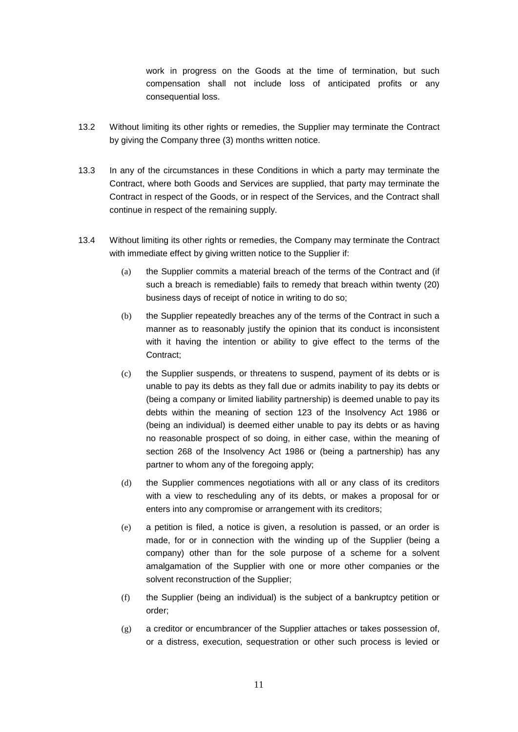work in progress on the Goods at the time of termination, but such compensation shall not include loss of anticipated profits or any consequential loss.

13.2 Without limiting its other rights or remedies, the Supplier may terminate the Contract by giving the Company three (3) months written notice.

13.3 In any of the circumstances in these Conditions in which a party may terminate the Contract, where both Goods and Services are supplied, that party may terminate the Contract in respect of the Goods, or in respect of the Services, and the Contract shall continue in respect of the remaining supply.

13.4 Without limiting its other rights or remedies, the Company may terminate the Contract with immediate effect by giving written notice to the Supplier if:

(a) the Supplier commits a material breach of the terms of the Contract and (if such a breach is remediable) fails to remedy that breach within twenty (20) business days of receipt of notice in writing to do so;

(b) the Supplier repeatedly breaches any of the terms of the Contract in such a manner as to reasonably justify the opinion that its conduct is inconsistent with it having the intention or ability to give effect to the terms of the Contract;

(c) the Supplier suspends, or threatens to suspend, payment of its debts or is unable to pay its debts as they fall due or admits inability to pay its debts or (being a company or limited liability partnership) is deemed unable to pay its debts within the meaning of section 123 of the Insolvency Act 1986 or (being an individual) is deemed either unable to pay its debts or as having no reasonable prospect of so doing, in either case, within the meaning of section 268 of the Insolvency Act 1986 or (being a partnership) has any partner to whom any of the foregoing apply;

(d) the Supplier commences negotiations with all or any class of its creditors with a view to rescheduling any of its debts, or makes a proposal for or enters into any compromise or arrangement with its creditors;

(e) a petition is filed, a notice is given, a resolution is passed, or an order is made, for or in connection with the winding up of the Supplier (being a company) other than for the sole purpose of a scheme for a solvent amalgamation of the Supplier with one or more other companies or the solvent reconstruction of the Supplier;

(f) the Supplier (being an individual) is the subject of a bankruptcy petition or order;

(g) a creditor or encumbrancer of the Supplier attaches or takes possession of, or a distress, execution, sequestration or other such process is levied or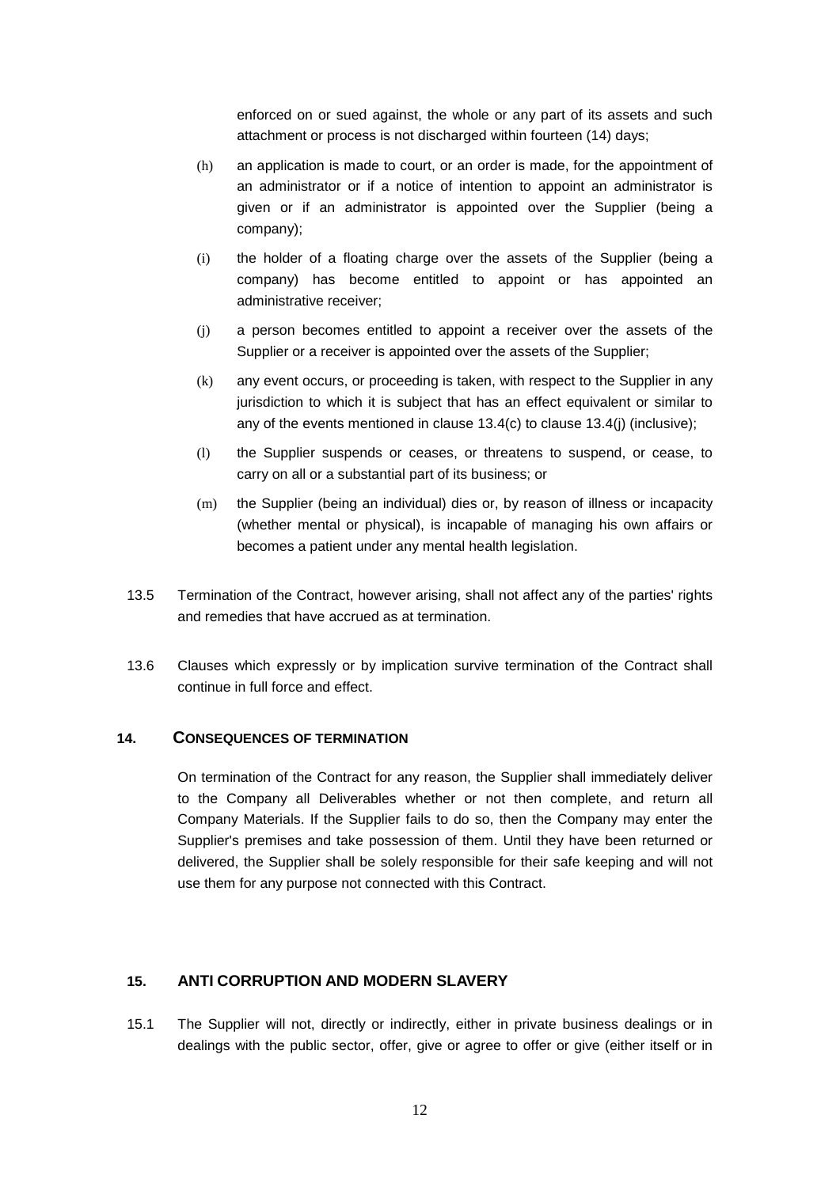enforced on or sued against, the whole or any part of its assets and such attachment or process is not discharged within fourteen (14) days;

(h) an application is made to court, or an order is made, for the appointment of an administrator or if a notice of intention to appoint an administrator is given or if an administrator is appointed over the Supplier (being a company);

(i) the holder of a floating charge over the assets of the Supplier (being a company) has become entitled to appoint or has appointed an administrative receiver;

(j) a person becomes entitled to appoint a receiver over the assets of the Supplier or a receiver is appointed over the assets of the Supplier;

(k) any event occurs, or proceeding is taken, with respect to the Supplier in any jurisdiction to which it is subject that has an effect equivalent or similar to any of the events mentioned in clause 13.4(c) to clause 13.4(j) (inclusive);

(l) the Supplier suspends or ceases, or threatens to suspend, or cease, to carry on all or a substantial part of its business; or

(m) the Supplier (being an individual) dies or, by reason of illness or incapacity (whether mental or physical), is incapable of managing his own affairs or becomes a patient under any mental health legislation.

13.5 Termination of the Contract, however arising, shall not affect any of the parties' rights and remedies that have accrued as at termination.

13.6 Clauses which expressly or by implication survive termination of the Contract shall continue in full force and effect.

## 14. CONSEQUENCES OF TERMINATION

On termination of the Contract for any reason, the Supplier shall immediately deliver to the Company all Deliverables whether or not then complete, and return all Company Materials. If the Supplier fails to do so, then the Company may enter the Supplier's premises and take possession of them. Until they have been returned or delivered, the Supplier shall be solely responsible for their safe keeping and will not use them for any purpose not connected with this Contract.

## 15. ANTI CORRUPTION AND MODERN SLAVERY

15.1 The Supplier will not, directly or indirectly, either in private business dealings or in dealings with the public sector, offer, give or agree to offer or give (either itself or in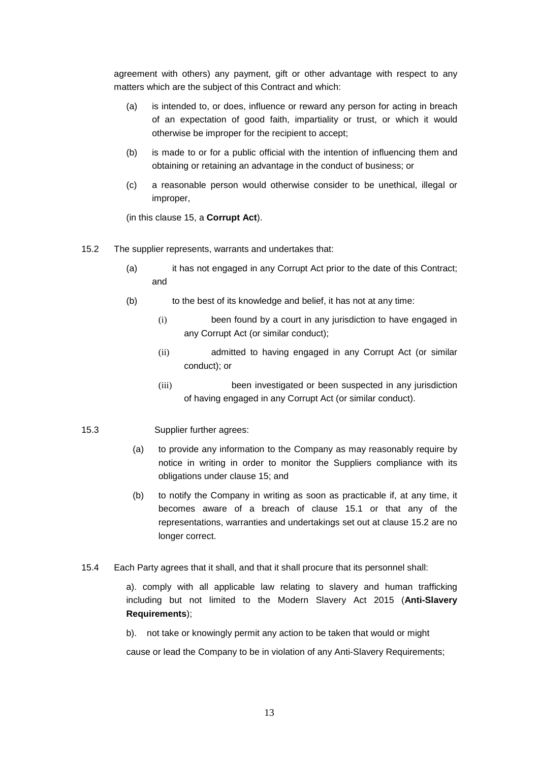agreement with others) any payment, gift or other advantage with respect to any matters which are the subject of this Contract and which:

(a) is intended to, or does, influence or reward any person for acting in breach of an expectation of good faith, impartiality or trust, or which it would otherwise be improper for the recipient to accept;

(b) is made to or for a public official with the intention of influencing them and obtaining or retaining an advantage in the conduct of business; or

(c) a reasonable person would otherwise consider to be unethical, illegal or improper,

(in this clause 15, a **Corrupt Act**).

15.2 The supplier represents, warrants and undertakes that:

(a) it has not engaged in any Corrupt Act prior to the date of this Contract; and

(b) to the best of its knowledge and belief, it has not at any time:

(i) been found by a court in any jurisdiction to have engaged in any Corrupt Act (or similar conduct);

(ii) admitted to having engaged in any Corrupt Act (or similar conduct); or

(iii) been investigated or been suspected in any jurisdiction of having engaged in any Corrupt Act (or similar conduct).

15.3 Supplier further agrees:

(a) to provide any information to the Company as may reasonably require by notice in writing in order to monitor the Suppliers compliance with its obligations under clause 15; and

(b) to notify the Company in writing as soon as practicable if, at any time, it becomes aware of a breach of clause 15.1 or that any of the representations, warranties and undertakings set out at clause 15.2 are no longer correct.

15.4 Each Party agrees that it shall, and that it shall procure that its personnel shall:

a). comply with all applicable law relating to slavery and human trafficking including but not limited to the Modern Slavery Act 2015 (**Anti-Slavery Requirements**);

b). not take or knowingly permit any action to be taken that would or might cause or lead the Company to be in violation of any Anti-Slavery Requirements;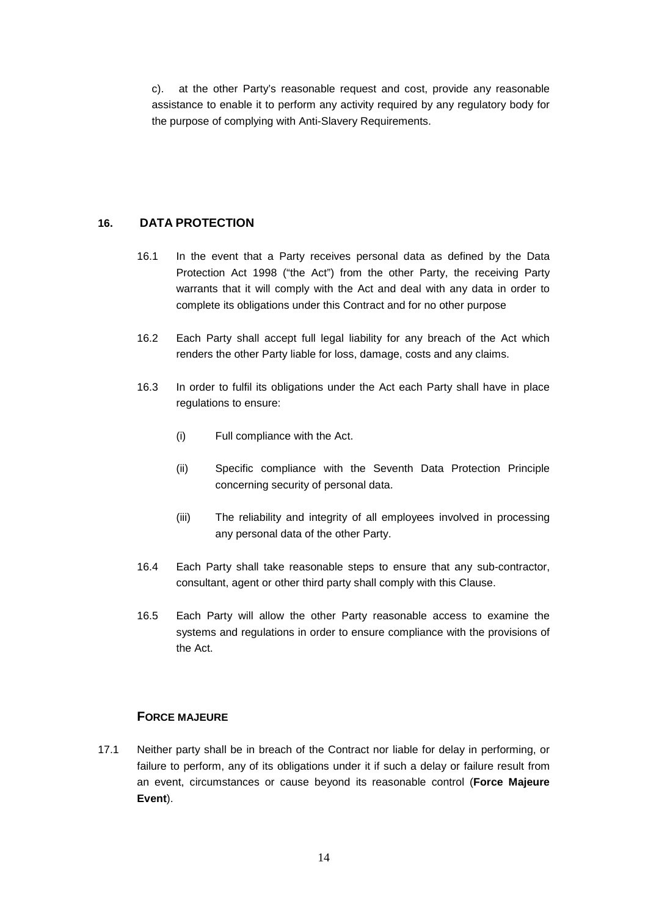c). at the other Party's reasonable request and cost, provide any reasonable assistance to enable it to perform any activity required by any regulatory body for the purpose of complying with Anti-Slavery Requirements.

## 16. DATA PROTECTION

16.1 In the event that a Party receives personal data as defined by the Data Protection Act 1998 ("the Act") from the other Party, the receiving Party warrants that it will comply with the Act and deal with any data in order to complete its obligations under this Contract and for no other purpose

16.2 Each Party shall accept full legal liability for any breach of the Act which renders the other Party liable for loss, damage, costs and any claims.

16.3 In order to fulfil its obligations under the Act each Party shall have in place regulations to ensure:

(i) Full compliance with the Act.

(ii) Specific compliance with the Seventh Data Protection Principle concerning security of personal data.

(iii) The reliability and integrity of all employees involved in processing any personal data of the other Party.

16.4 Each Party shall take reasonable steps to ensure that any sub-contractor, consultant, agent or other third party shall comply with this Clause.

16.5 Each Party will allow the other Party reasonable access to examine the systems and regulations in order to ensure compliance with the provisions of the Act.

## FORCE MAJEURE

17.1 Neither party shall be in breach of the Contract nor liable for delay in performing, or failure to perform, any of its obligations under it if such a delay or failure result from an event, circumstances or cause beyond its reasonable control (**Force Majeure Event**).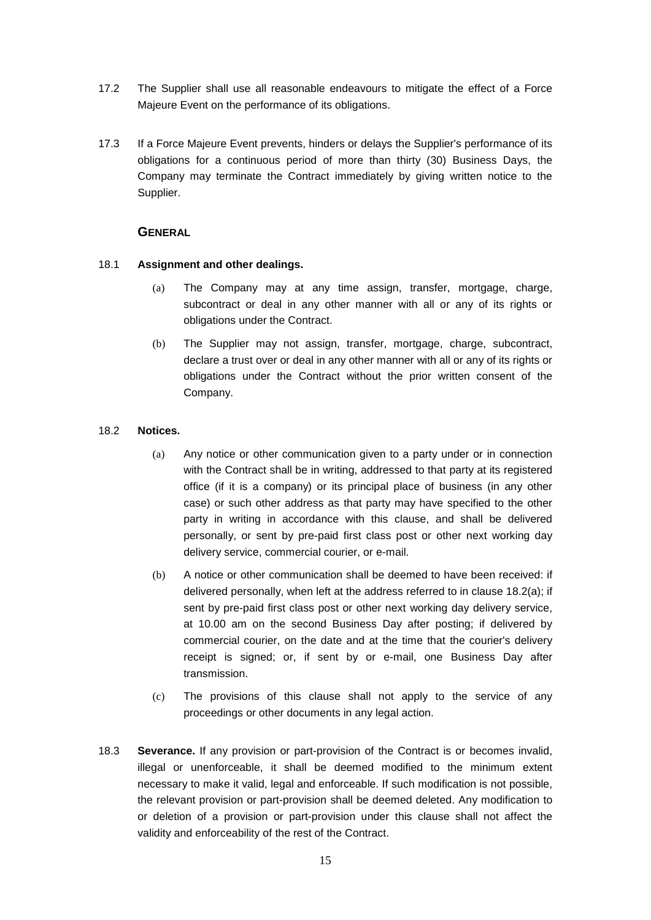17.2 The Supplier shall use all reasonable endeavours to mitigate the effect of a Force Majeure Event on the performance of its obligations.

17.3 If a Force Majeure Event prevents, hinders or delays the Supplier's performance of its obligations for a continuous period of more than thirty (30) Business Days, the Company may terminate the Contract immediately by giving written notice to the Supplier.

## GENERAL

18.1 **Assignment and other dealings.**

(a) The Company may at any time assign, transfer, mortgage, charge, subcontract or deal in any other manner with all or any of its rights or obligations under the Contract.

(b) The Supplier may not assign, transfer, mortgage, charge, subcontract, declare a trust over or deal in any other manner with all or any of its rights or obligations under the Contract without the prior written consent of the Company.

18.2 **Notices.**

(a) Any notice or other communication given to a party under or in connection with the Contract shall be in writing, addressed to that party at its registered office (if it is a company) or its principal place of business (in any other case) or such other address as that party may have specified to the other party in writing in accordance with this clause, and shall be delivered personally, or sent by pre-paid first class post or other next working day delivery service, commercial courier, or e-mail.

(b) A notice or other communication shall be deemed to have been received: if delivered personally, when left at the address referred to in clause 18.2(a); if sent by pre-paid first class post or other next working day delivery service, at 10.00 am on the second Business Day after posting; if delivered by commercial courier, on the date and at the time that the courier's delivery receipt is signed; or, if sent by or e-mail, one Business Day after transmission.

(c) The provisions of this clause shall not apply to the service of any proceedings or other documents in any legal action.

18.3 **Severance.** If any provision or part-provision of the Contract is or becomes invalid, illegal or unenforceable, it shall be deemed modified to the minimum extent necessary to make it valid, legal and enforceable. If such modification is not possible, the relevant provision or part-provision shall be deemed deleted. Any modification to or deletion of a provision or part-provision under this clause shall not affect the validity and enforceability of the rest of the Contract.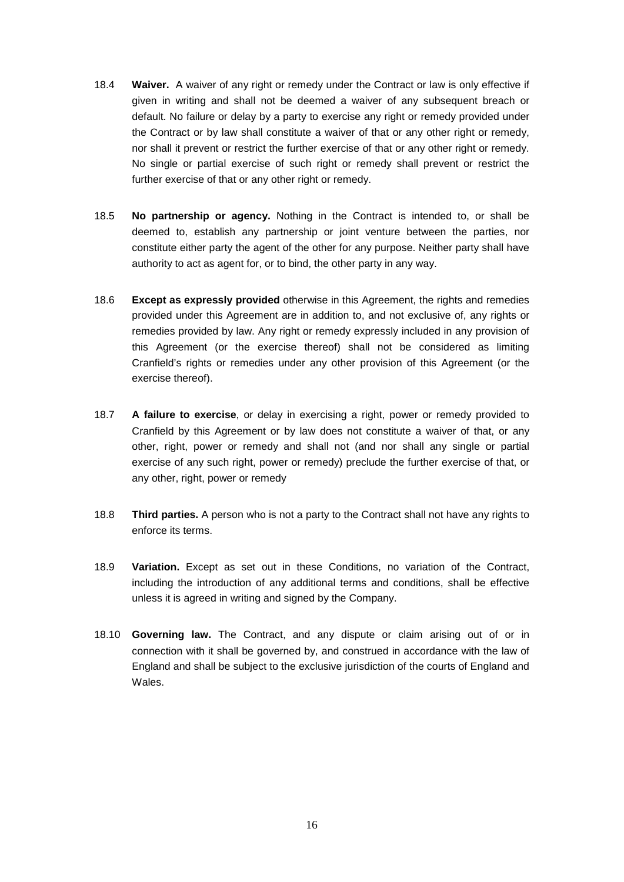18.4 **Waiver.** A waiver of any right or remedy under the Contract or law is only effective if given in writing and shall not be deemed a waiver of any subsequent breach or default. No failure or delay by a party to exercise any right or remedy provided under the Contract or by law shall constitute a waiver of that or any other right or remedy, nor shall it prevent or restrict the further exercise of that or any other right or remedy. No single or partial exercise of such right or remedy shall prevent or restrict the further exercise of that or any other right or remedy.

18.5 **No partnership or agency.** Nothing in the Contract is intended to, or shall be deemed to, establish any partnership or joint venture between the parties, nor constitute either party the agent of the other for any purpose. Neither party shall have authority to act as agent for, or to bind, the other party in any way.

18.6 **Except as expressly provided** otherwise in this Agreement, the rights and remedies provided under this Agreement are in addition to, and not exclusive of, any rights or remedies provided by law. Any right or remedy expressly included in any provision of this Agreement (or the exercise thereof) shall not be considered as limiting Cranfield's rights or remedies under any other provision of this Agreement (or the exercise thereof).

18.7 **A failure to exercise**, or delay in exercising a right, power or remedy provided to Cranfield by this Agreement or by law does not constitute a waiver of that, or any other, right, power or remedy and shall not (and nor shall any single or partial exercise of any such right, power or remedy) preclude the further exercise of that, or any other, right, power or remedy

18.8 **Third parties.** A person who is not a party to the Contract shall not have any rights to enforce its terms.

18.9 **Variation.** Except as set out in these Conditions, no variation of the Contract, including the introduction of any additional terms and conditions, shall be effective unless it is agreed in writing and signed by the Company.

18.10 **Governing law.** The Contract, and any dispute or claim arising out of or in connection with it shall be governed by, and construed in accordance with the law of England and shall be subject to the exclusive jurisdiction of the courts of England and Wales.